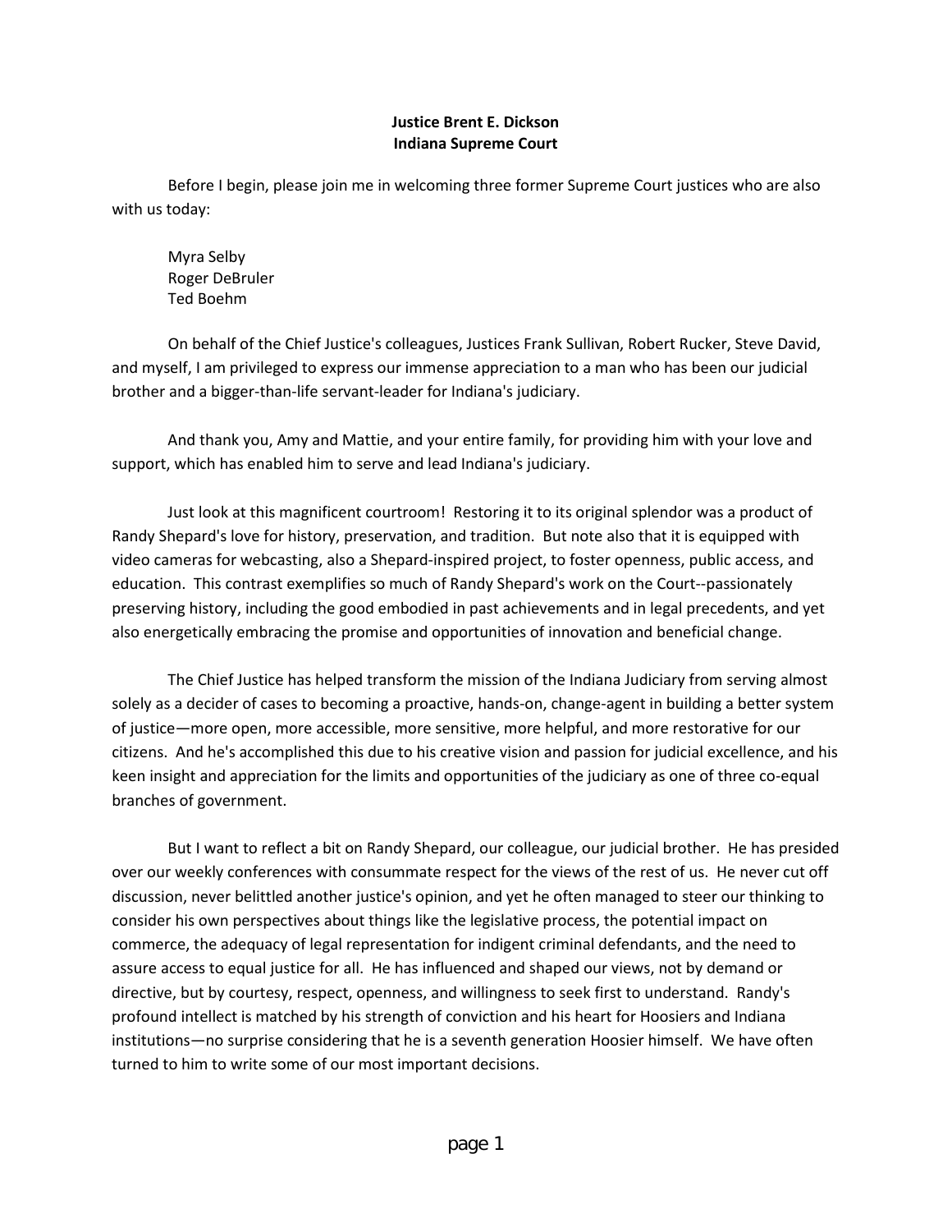**Justice Brent E. Dickson**
**Indiana Supreme Court**

Before I begin, please join me in welcoming three former Supreme Court justices who are also with us today:

Myra Selby
Roger DeBruler
Ted Boehm

On behalf of the Chief Justice's colleagues, Justices Frank Sullivan, Robert Rucker, Steve David, and myself, I am privileged to express our immense appreciation to a man who has been our judicial brother and a bigger-than-life servant-leader for Indiana's judiciary.

And thank you, Amy and Mattie, and your entire family, for providing him with your love and support, which has enabled him to serve and lead Indiana's judiciary.

Just look at this magnificent courtroom! Restoring it to its original splendor was a product of Randy Shepard's love for history, preservation, and tradition. But note also that it is equipped with video cameras for webcasting, also a Shepard-inspired project, to foster openness, public access, and education. This contrast exemplifies so much of Randy Shepard's work on the Court--passionately preserving history, including the good embodied in past achievements and in legal precedents, and yet also energetically embracing the promise and opportunities of innovation and beneficial change.

The Chief Justice has helped transform the mission of the Indiana Judiciary from serving almost solely as a decider of cases to becoming a proactive, hands-on, change-agent in building a better system of justice—more open, more accessible, more sensitive, more helpful, and more restorative for our citizens. And he's accomplished this due to his creative vision and passion for judicial excellence, and his keen insight and appreciation for the limits and opportunities of the judiciary as one of three co-equal branches of government.

But I want to reflect a bit on Randy Shepard, our colleague, our judicial brother. He has presided over our weekly conferences with consummate respect for the views of the rest of us. He never cut off discussion, never belittled another justice's opinion, and yet he often managed to steer our thinking to consider his own perspectives about things like the legislative process, the potential impact on commerce, the adequacy of legal representation for indigent criminal defendants, and the need to assure access to equal justice for all. He has influenced and shaped our views, not by demand or directive, but by courtesy, respect, openness, and willingness to seek first to understand. Randy's profound intellect is matched by his strength of conviction and his heart for Hoosiers and Indiana institutions—no surprise considering that he is a seventh generation Hoosier himself. We have often turned to him to write some of our most important decisions.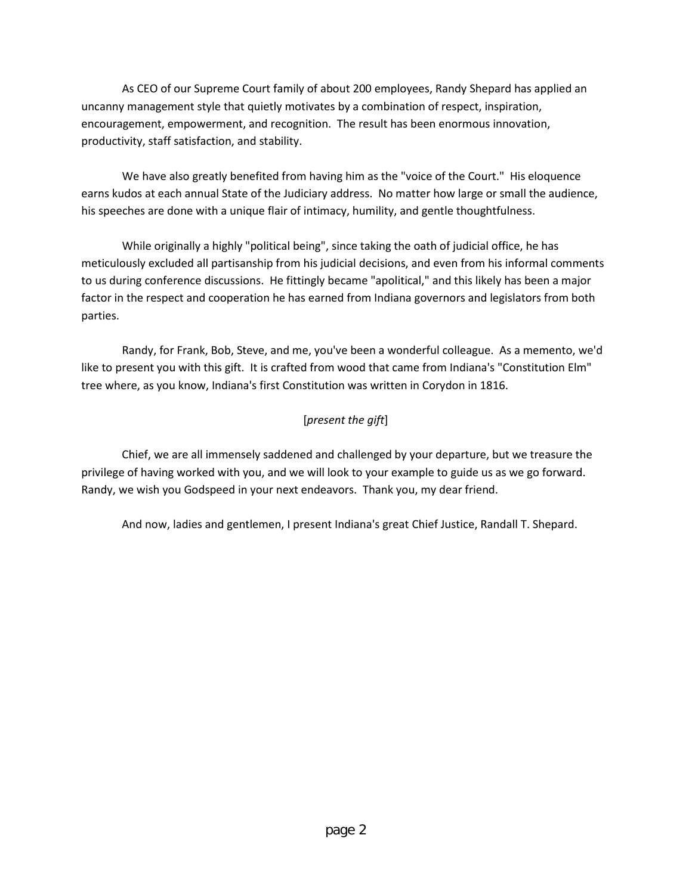As CEO of our Supreme Court family of about 200 employees, Randy Shepard has applied an uncanny management style that quietly motivates by a combination of respect, inspiration, encouragement, empowerment, and recognition. The result has been enormous innovation, productivity, staff satisfaction, and stability.

We have also greatly benefited from having him as the "voice of the Court." His eloquence earns kudos at each annual State of the Judiciary address. No matter how large or small the audience, his speeches are done with a unique flair of intimacy, humility, and gentle thoughtfulness.

While originally a highly "political being", since taking the oath of judicial office, he has meticulously excluded all partisanship from his judicial decisions, and even from his informal comments to us during conference discussions. He fittingly became "apolitical," and this likely has been a major factor in the respect and cooperation he has earned from Indiana governors and legislators from both parties.

Randy, for Frank, Bob, Steve, and me, you've been a wonderful colleague. As a memento, we'd like to present you with this gift. It is crafted from wood that came from Indiana's "Constitution Elm" tree where, as you know, Indiana's first Constitution was written in Corydon in 1816.

[*present the gift*]

Chief, we are all immensely saddened and challenged by your departure, but we treasure the privilege of having worked with you, and we will look to your example to guide us as we go forward. Randy, we wish you Godspeed in your next endeavors. Thank you, my dear friend.

And now, ladies and gentlemen, I present Indiana's great Chief Justice, Randall T. Shepard.